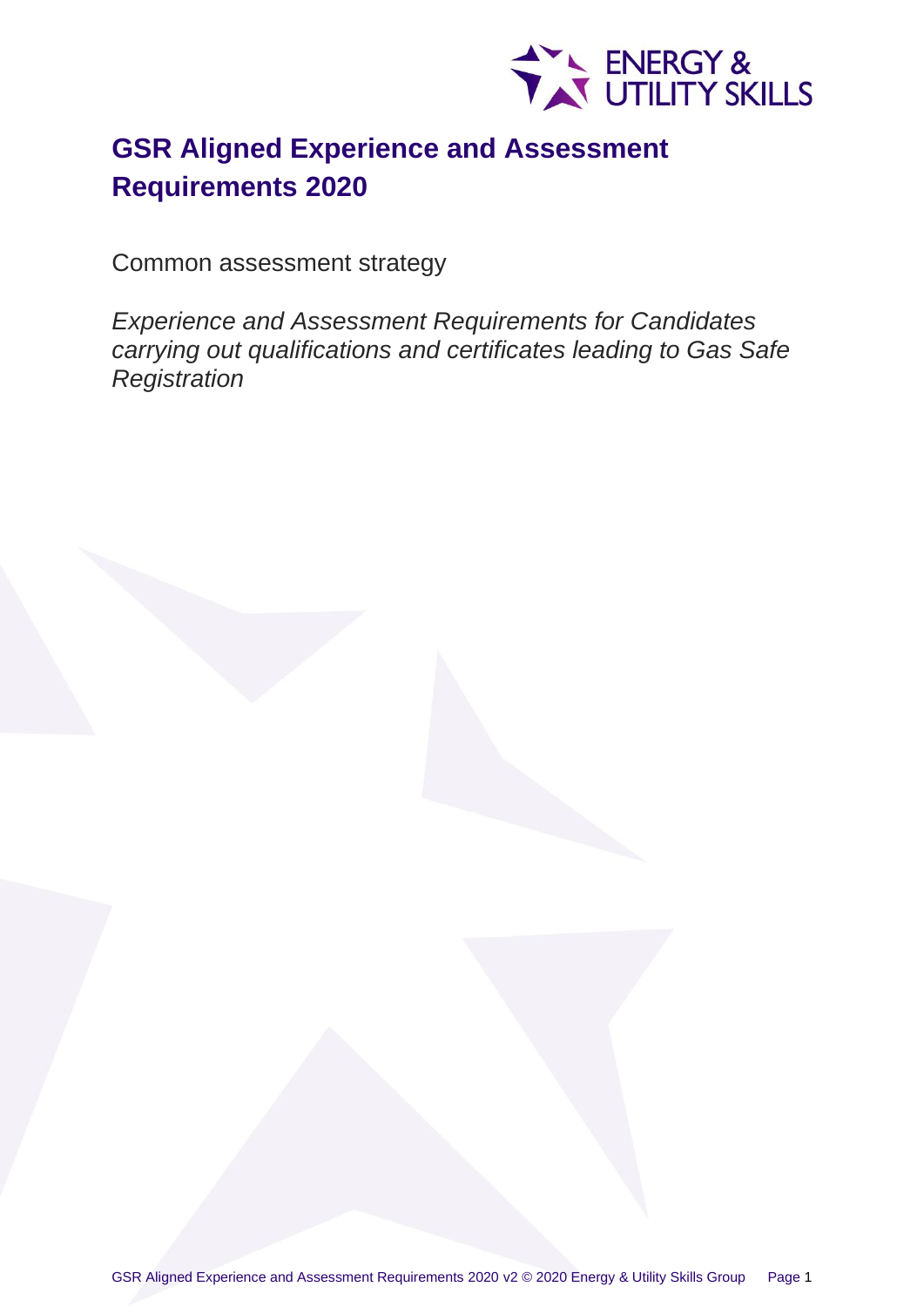# GSR Aligned Experience and Assessment Requirements 2020

Common assessment strategy

*Experience and Assessment Requirements for Candidates carrying out qualifications and certificates leading to Gas Safe Registration*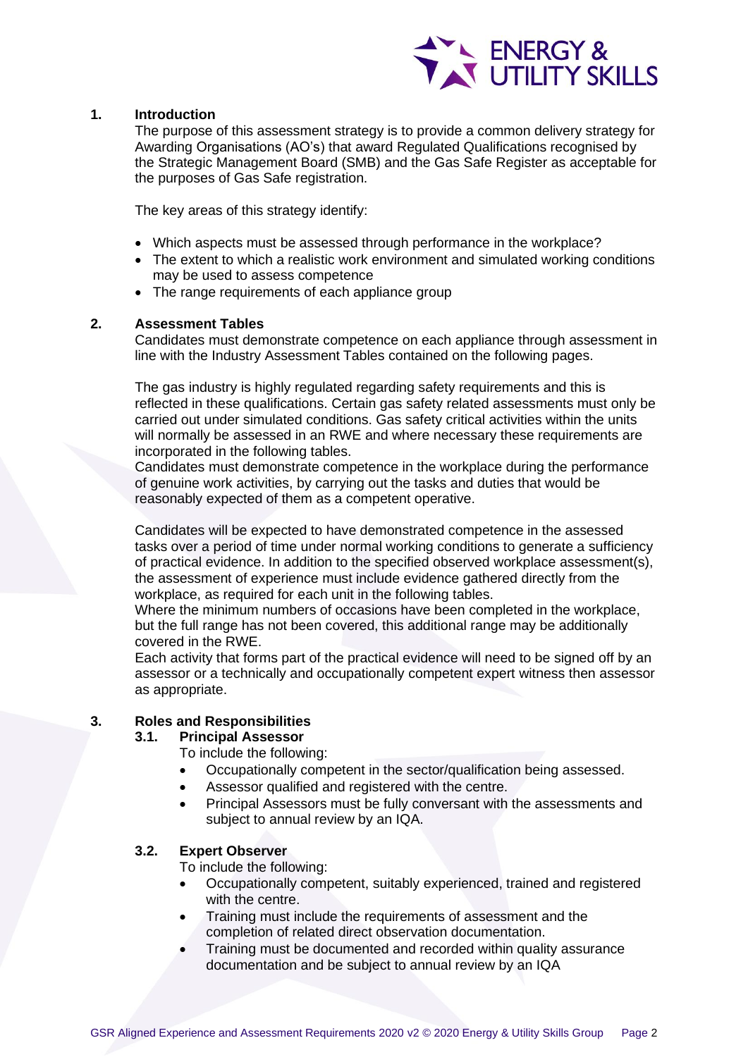## 1. Introduction

The purpose of this assessment strategy is to provide a common delivery strategy for Awarding Organisations (AO's) that award Regulated Qualifications recognised by the Strategic Management Board (SMB) and the Gas Safe Register as acceptable for the purposes of Gas Safe registration.

The key areas of this strategy identify:

- Which aspects must be assessed through performance in the workplace?
- The extent to which a realistic work environment and simulated working conditions may be used to assess competence
- The range requirements of each appliance group

## 2. Assessment Tables

Candidates must demonstrate competence on each appliance through assessment in line with the Industry Assessment Tables contained on the following pages.

The gas industry is highly regulated regarding safety requirements and this is reflected in these qualifications. Certain gas safety related assessments must only be carried out under simulated conditions. Gas safety critical activities within the units will normally be assessed in an RWE and where necessary these requirements are incorporated in the following tables.

Candidates must demonstrate competence in the workplace during the performance of genuine work activities, by carrying out the tasks and duties that would be reasonably expected of them as a competent operative.

Candidates will be expected to have demonstrated competence in the assessed tasks over a period of time under normal working conditions to generate a sufficiency of practical evidence. In addition to the specified observed workplace assessment(s), the assessment of experience must include evidence gathered directly from the workplace, as required for each unit in the following tables.

Where the minimum numbers of occasions have been completed in the workplace, but the full range has not been covered, this additional range may be additionally covered in the RWE.

Each activity that forms part of the practical evidence will need to be signed off by an assessor or a technically and occupationally competent expert witness then assessor as appropriate.

## 3. Roles and Responsibilities

### 3.1. Principal Assessor

To include the following:

- Occupationally competent in the sector/qualification being assessed.
- Assessor qualified and registered with the centre.
- Principal Assessors must be fully conversant with the assessments and subject to annual review by an IQA.

### 3.2. Expert Observer

To include the following:

- Occupationally competent, suitably experienced, trained and registered with the centre.
- Training must include the requirements of assessment and the completion of related direct observation documentation.
- Training must be documented and recorded within quality assurance documentation and be subject to annual review by an IQA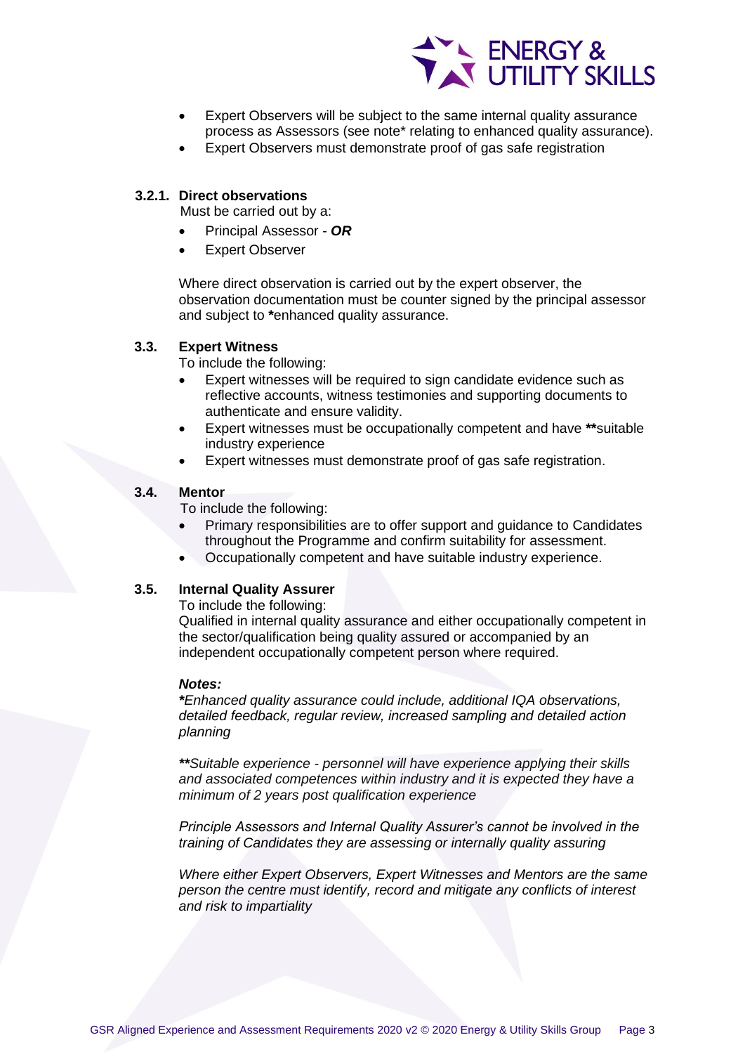- Expert Observers will be subject to the same internal quality assurance process as Assessors (see note* relating to enhanced quality assurance).
- Expert Observers must demonstrate proof of gas safe registration

### 3.2.1. Direct observations

Must be carried out by a:

- Principal Assessor - ***OR***
- Expert Observer

Where direct observation is carried out by the expert observer, the observation documentation must be counter signed by the principal assessor and subject to ***\****enhanced quality assurance.

### 3.3. Expert Witness

To include the following:

- Expert witnesses will be required to sign candidate evidence such as reflective accounts, witness testimonies and supporting documents to authenticate and ensure validity.
- Expert witnesses must be occupationally competent and have **\*\***suitable industry experience
- Expert witnesses must demonstrate proof of gas safe registration.

### 3.4. Mentor

To include the following:

- Primary responsibilities are to offer support and guidance to Candidates throughout the Programme and confirm suitability for assessment.
- Occupationally competent and have suitable industry experience.

### 3.5. Internal Quality Assurer

To include the following:

Qualified in internal quality assurance and either occupationally competent in the sector/qualification being quality assured or accompanied by an independent occupationally competent person where required.

***Notes:***

***\****Enhanced quality assurance could include, additional IQA observations, detailed feedback, regular review, increased sampling and detailed action planning*

***\*\****Suitable experience - personnel will have experience applying their skills and associated competences within industry and it is expected they have a minimum of 2 years post qualification experience*

*Principle Assessors and Internal Quality Assurer's cannot be involved in the training of Candidates they are assessing or internally quality assuring*

*Where either Expert Observers, Expert Witnesses and Mentors are the same person the centre must identify, record and mitigate any conflicts of interest and risk to impartiality*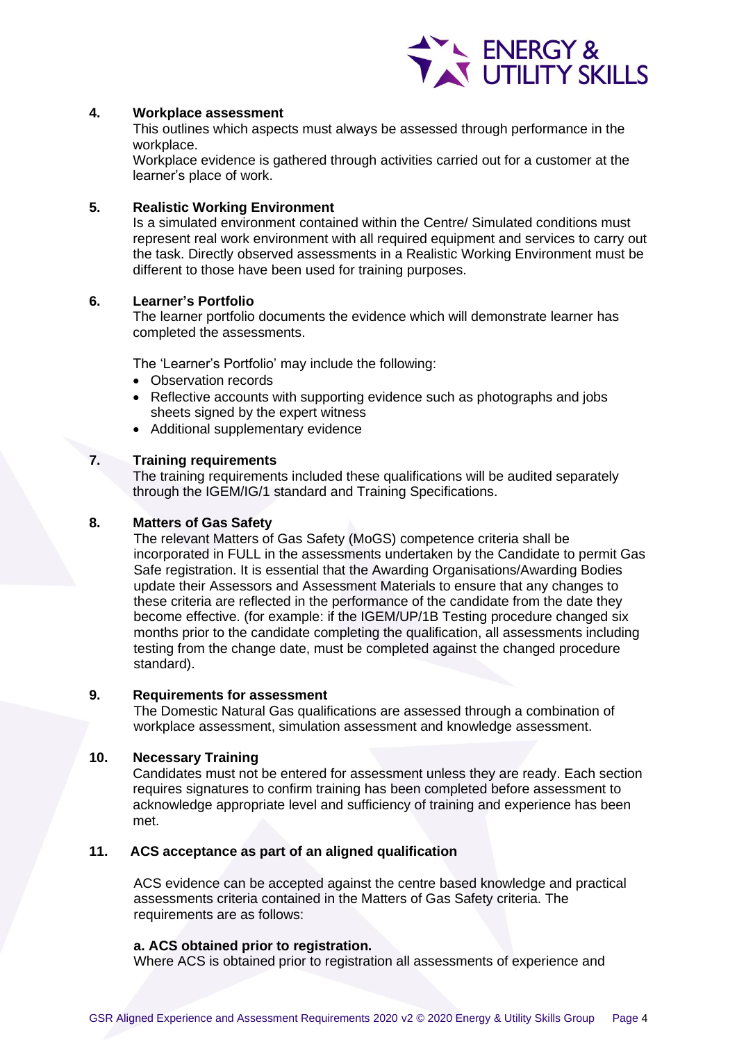## 4. Workplace assessment

This outlines which aspects must always be assessed through performance in the workplace.

Workplace evidence is gathered through activities carried out for a customer at the learner's place of work.

## 5. Realistic Working Environment

Is a simulated environment contained within the Centre/ Simulated conditions must represent real work environment with all required equipment and services to carry out the task. Directly observed assessments in a Realistic Working Environment must be different to those have been used for training purposes.

## 6. Learner's Portfolio

The learner portfolio documents the evidence which will demonstrate learner has completed the assessments.

The 'Learner's Portfolio' may include the following:

- Observation records
- Reflective accounts with supporting evidence such as photographs and jobs sheets signed by the expert witness
- Additional supplementary evidence

## 7. Training requirements

The training requirements included these qualifications will be audited separately through the IGEM/IG/1 standard and Training Specifications.

## 8. Matters of Gas Safety

The relevant Matters of Gas Safety (MoGS) competence criteria shall be incorporated in FULL in the assessments undertaken by the Candidate to permit Gas Safe registration. It is essential that the Awarding Organisations/Awarding Bodies update their Assessors and Assessment Materials to ensure that any changes to these criteria are reflected in the performance of the candidate from the date they become effective. (for example: if the IGEM/UP/1B Testing procedure changed six months prior to the candidate completing the qualification, all assessments including testing from the change date, must be completed against the changed procedure standard).

## 9. Requirements for assessment

The Domestic Natural Gas qualifications are assessed through a combination of workplace assessment, simulation assessment and knowledge assessment.

## 10. Necessary Training

Candidates must not be entered for assessment unless they are ready. Each section requires signatures to confirm training has been completed before assessment to acknowledge appropriate level and sufficiency of training and experience has been met.

## 11. ACS acceptance as part of an aligned qualification

ACS evidence can be accepted against the centre based knowledge and practical assessments criteria contained in the Matters of Gas Safety criteria. The requirements are as follows:

**a. ACS obtained prior to registration.**

Where ACS is obtained prior to registration all assessments of experience and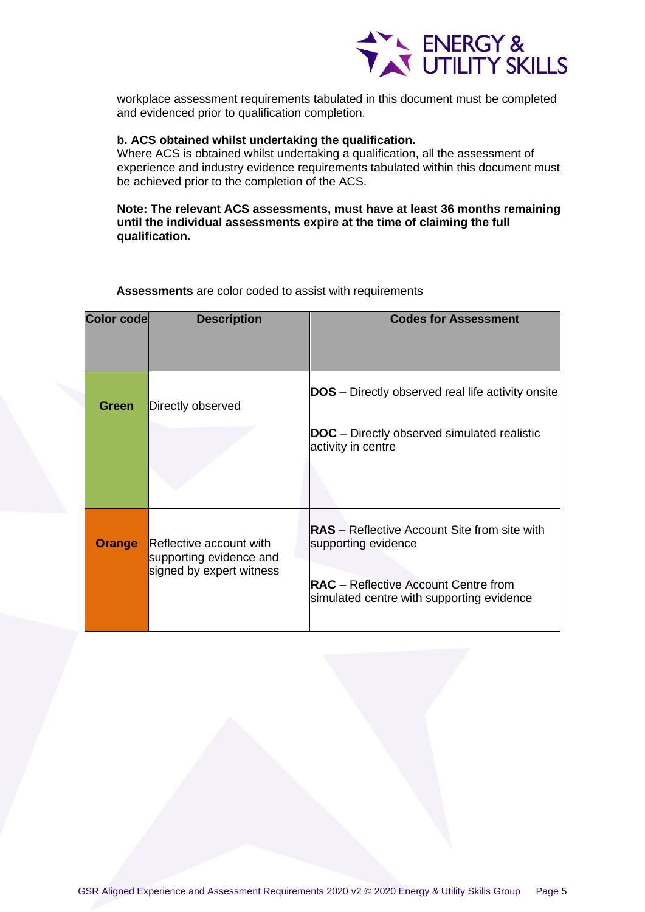workplace assessment requirements tabulated in this document must be completed and evidenced prior to qualification completion.

**b. ACS obtained whilst undertaking the qualification.**

Where ACS is obtained whilst undertaking a qualification, all the assessment of experience and industry evidence requirements tabulated within this document must be achieved prior to the completion of the ACS.

**Note: The relevant ACS assessments, must have at least 36 months remaining until the individual assessments expire at the time of claiming the full qualification.**

**Assessments** are color coded to assist with requirements

| Color code | Description | Codes for Assessment |
|---|---|---|
| **Green** | Directly observed | **DOS** – Directly observed real life activity onsite<br><br>**DOC** – Directly observed simulated realistic activity in centre |
| **Orange** | Reflective account with supporting evidence and signed by expert witness | **RAS** – Reflective Account Site from site with supporting evidence<br><br>**RAC** – Reflective Account Centre from simulated centre with supporting evidence |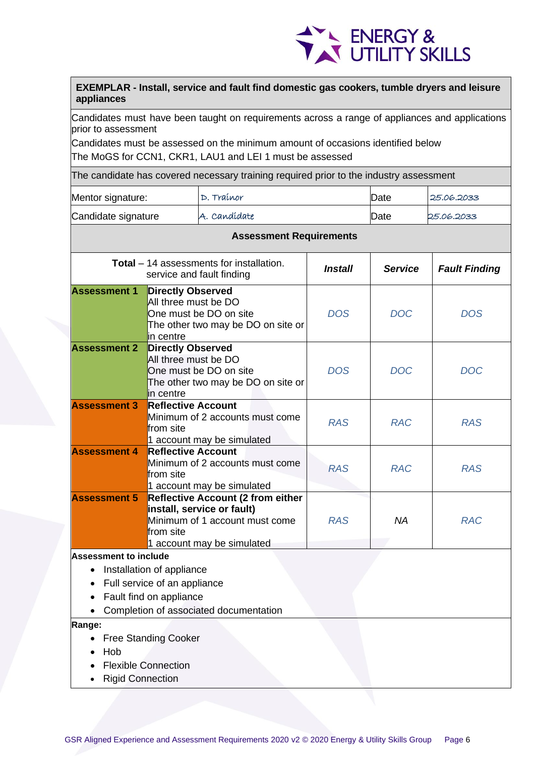**EXEMPLAR - Install, service and fault find domestic gas cookers, tumble dryers and leisure appliances**

Candidates must have been taught on requirements across a range of appliances and applications prior to assessment

Candidates must be assessed on the minimum amount of occasions identified below

The MoGS for CCN1, CKR1, LAU1 and LEI 1 must be assessed

The candidate has covered necessary training required prior to the industry assessment

| Mentor signature: | D. Trainor | Date | 25.06.2033 |
|---|---|---|---|
| Candidate signature | A. Candidate | Date | 25.06.2033 |

**Assessment Requirements**

| | **Total** – 14 assessments for installation. service and fault finding | ***Install*** | ***Service*** | ***Fault Finding*** |
|---|---|---|---|---|
| **Assessment 1** | **Directly Observed**<br>All three must be DO<br>One must be DO on site<br>The other two may be DO on site or in centre | *DOS* | *DOC* | *DOS* |
| **Assessment 2** | **Directly Observed**<br>All three must be DO<br>One must be DO on site<br>The other two may be DO on site or in centre | *DOS* | *DOC* | *DOC* |
| **Assessment 3** | **Reflective Account**<br>Minimum of 2 accounts must come from site<br>1 account may be simulated | *RAS* | *RAC* | *RAS* |
| **Assessment 4** | **Reflective Account**<br>Minimum of 2 accounts must come from site<br>1 account may be simulated | *RAS* | *RAC* | *RAS* |
| **Assessment 5** | **Reflective Account (2 from either install, service or fault)**<br>Minimum of 1 account must come from site<br>1 account may be simulated | *RAS* | *NA* | *RAC* |

**Assessment to include**

- Installation of appliance
- Full service of an appliance
- Fault find on appliance
- Completion of associated documentation

**Range:**

- Free Standing Cooker
- Hob
- Flexible Connection
- Rigid Connection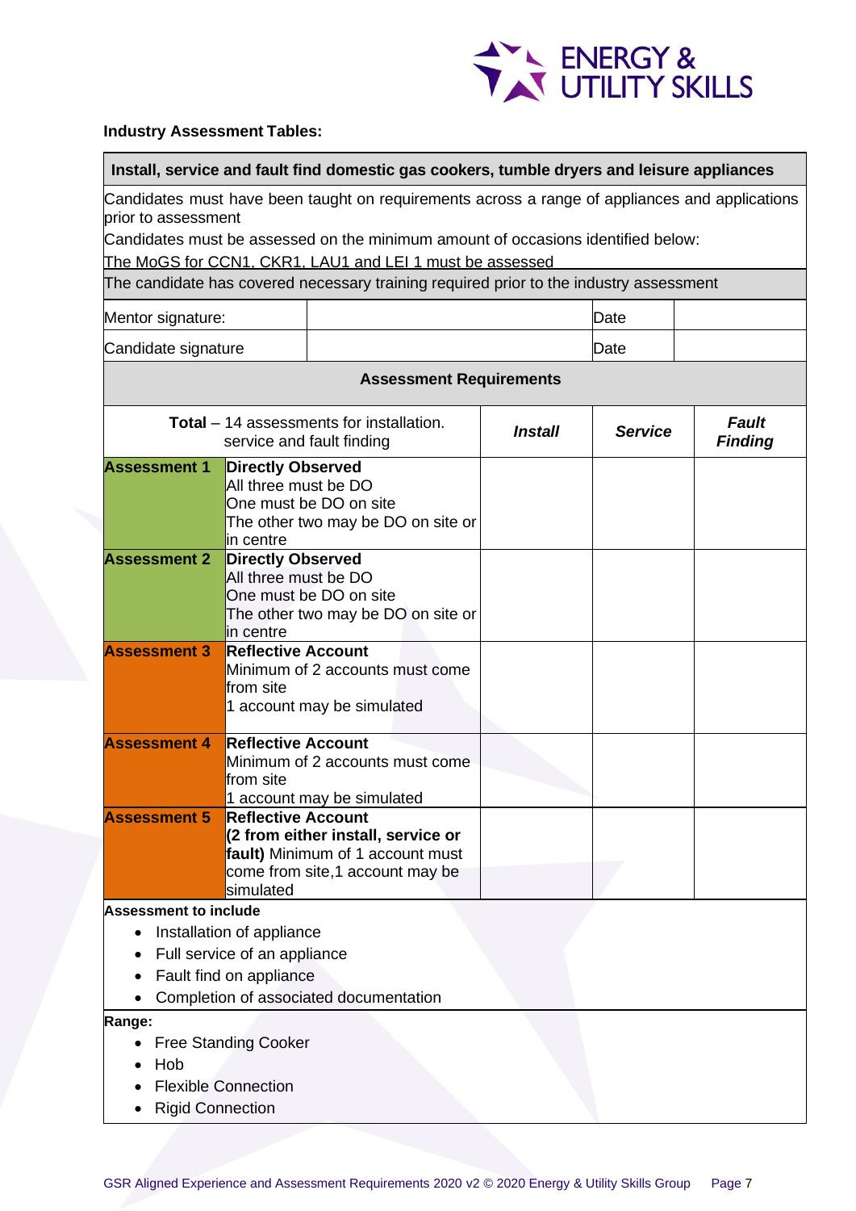**Industry Assessment Tables:**

| **Install, service and fault find domestic gas cookers, tumble dryers and leisure appliances** | | | | |
|---|---|---|---|---|
| Candidates must have been taught on requirements across a range of appliances and applications prior to assessment<br>Candidates must be assessed on the minimum amount of occasions identified below:<br>The MoGS for CCN1, CKR1, LAU1 and LEI 1 must be assessed | | | | |
| The candidate has covered necessary training required prior to the industry assessment | | | | |
| Mentor signature: | | | Date | |
| Candidate signature | | | Date | |
| **Assessment Requirements** | | | | |
| **Total** – 14 assessments for installation. service and fault finding | | ***Install*** | ***Service*** | ***Fault Finding*** |
| **Assessment 1** | **Directly Observed**<br>All three must be DO<br>One must be DO on site<br>The other two may be DO on site or in centre | | | |
| **Assessment 2** | **Directly Observed**<br>All three must be DO<br>One must be DO on site<br>The other two may be DO on site or in centre | | | |
| **Assessment 3** | **Reflective Account**<br>Minimum of 2 accounts must come from site<br>1 account may be simulated | | | |
| **Assessment 4** | **Reflective Account**<br>Minimum of 2 accounts must come from site<br>1 account may be simulated | | | |
| **Assessment 5** | **Reflective Account (2 from either install, service or fault)** Minimum of 1 account must come from site,1 account may be simulated | | | |

**Assessment to include**

- Installation of appliance
- Full service of an appliance
- Fault find on appliance
- Completion of associated documentation

**Range:**

- Free Standing Cooker
- Hob
- Flexible Connection
- Rigid Connection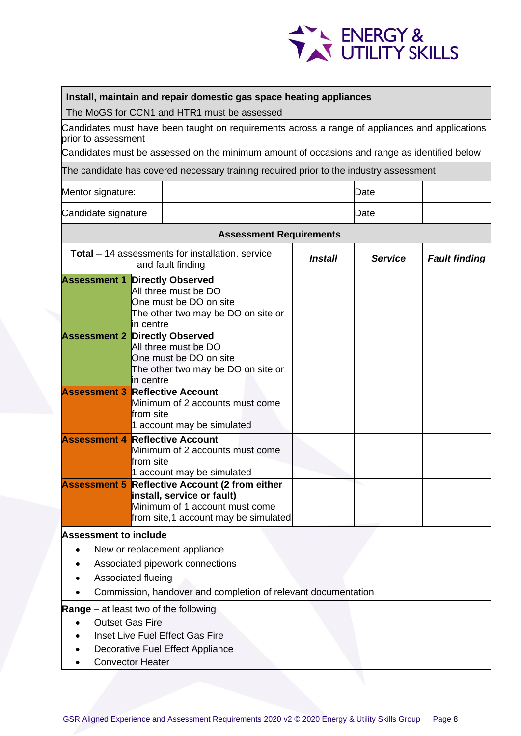| **Install, maintain and repair domestic gas space heating appliances**<br>The MoGS for CCN1 and HTR1 must be assessed | | | | |
|---|---|---|---|---|
| Candidates must have been taught on requirements across a range of appliances and applications prior to assessment<br>Candidates must be assessed on the minimum amount of occasions and range as identified below | | | | |
| The candidate has covered necessary training required prior to the industry assessment | | | | |
| Mentor signature: | | | Date | |
| Candidate signature | | | Date | |
| **Assessment Requirements** | | | | |
| **Total** – 14 assessments for installation. service and fault finding | | ***Install*** | ***Service*** | ***Fault finding*** |
| **Assessment 1** | **Directly Observed**<br>All three must be DO<br>One must be DO on site<br>The other two may be DO on site or in centre | | | |
| **Assessment 2** | **Directly Observed**<br>All three must be DO<br>One must be DO on site<br>The other two may be DO on site or in centre | | | |
| **Assessment 3** | **Reflective Account**<br>Minimum of 2 accounts must come from site<br>1 account may be simulated | | | |
| **Assessment 4** | **Reflective Account**<br>Minimum of 2 accounts must come from site<br>1 account may be simulated | | | |
| **Assessment 5** | **Reflective Account (2 from either install, service or fault)**<br>Minimum of 1 account must come from site,1 account may be simulated | | | |

**Assessment to include**

- New or replacement appliance
- Associated pipework connections
- Associated flueing
- Commission, handover and completion of relevant documentation

**Range** – at least two of the following

- Outset Gas Fire
- Inset Live Fuel Effect Gas Fire
- Decorative Fuel Effect Appliance
- Convector Heater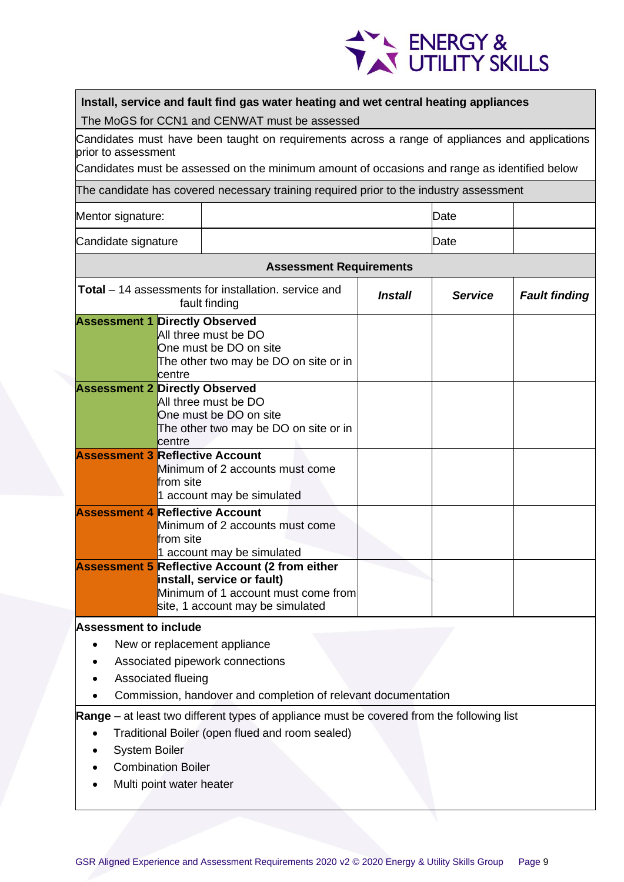**Install, service and fault find gas water heating and wet central heating appliances**

The MoGS for CCN1 and CENWAT must be assessed

Candidates must have been taught on requirements across a range of appliances and applications prior to assessment

Candidates must be assessed on the minimum amount of occasions and range as identified below

The candidate has covered necessary training required prior to the industry assessment

| Mentor signature: | | Date | |
|---|---|---|---|
| Candidate signature | | Date | |

**Assessment Requirements**

| **Total** – 14 assessments for installation. service and fault finding | | ***Install*** | ***Service*** | ***Fault finding*** |
|---|---|---|---|---|
| **Assessment 1** | **Directly Observed**<br>All three must be DO<br>One must be DO on site<br>The other two may be DO on site or in centre | | | |
| **Assessment 2** | **Directly Observed**<br>All three must be DO<br>One must be DO on site<br>The other two may be DO on site or in centre | | | |
| **Assessment 3** | **Reflective Account**<br>Minimum of 2 accounts must come from site<br>1 account may be simulated | | | |
| **Assessment 4** | **Reflective Account**<br>Minimum of 2 accounts must come from site<br>1 account may be simulated | | | |
| **Assessment 5** | **Reflective Account (2 from either install, service or fault)**<br>Minimum of 1 account must come from site, 1 account may be simulated | | | |

**Assessment to include**

- New or replacement appliance
- Associated pipework connections
- Associated flueing
- Commission, handover and completion of relevant documentation

**Range** – at least two different types of appliance must be covered from the following list

- Traditional Boiler (open flued and room sealed)
- System Boiler
- Combination Boiler
- Multi point water heater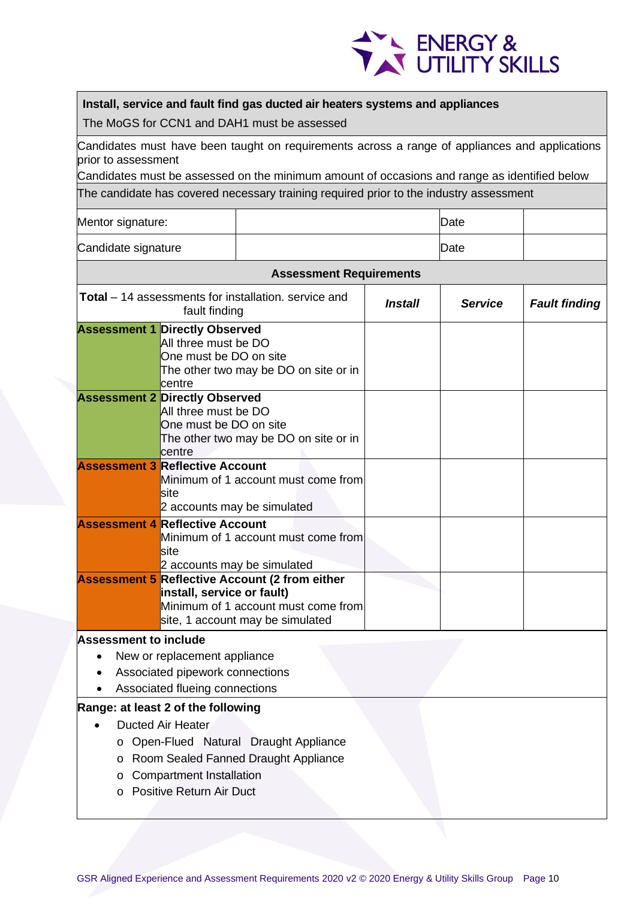**Install, service and fault find gas ducted air heaters systems and appliances**

The MoGS for CCN1 and DAH1 must be assessed

Candidates must have been taught on requirements across a range of appliances and applications prior to assessment

Candidates must be assessed on the minimum amount of occasions and range as identified below

The candidate has covered necessary training required prior to the industry assessment

| Mentor signature: | | Date | |
|---|---|---|---|
| Candidate signature | | Date | |

**Assessment Requirements**

| **Total** – 14 assessments for installation. service and fault finding | | ***Install*** | ***Service*** | ***Fault finding*** |
|---|---|---|---|---|
| **Assessment 1** | **Directly Observed**<br>All three must be DO<br>One must be DO on site<br>The other two may be DO on site or in centre | | | |
| **Assessment 2** | **Directly Observed**<br>All three must be DO<br>One must be DO on site<br>The other two may be DO on site or in centre | | | |
| **Assessment 3** | **Reflective Account**<br>Minimum of 1 account must come from site<br>2 accounts may be simulated | | | |
| **Assessment 4** | **Reflective Account**<br>Minimum of 1 account must come from site<br>2 accounts may be simulated | | | |
| **Assessment 5** | **Reflective Account (2 from either install, service or fault)**<br>Minimum of 1 account must come from site, 1 account may be simulated | | | |

**Assessment to include**

- New or replacement appliance
- Associated pipework connections
- Associated flueing connections

**Range: at least 2 of the following**

- Ducted Air Heater
  - Open-Flued Natural Draught Appliance
  - Room Sealed Fanned Draught Appliance
  - Compartment Installation
  - Positive Return Air Duct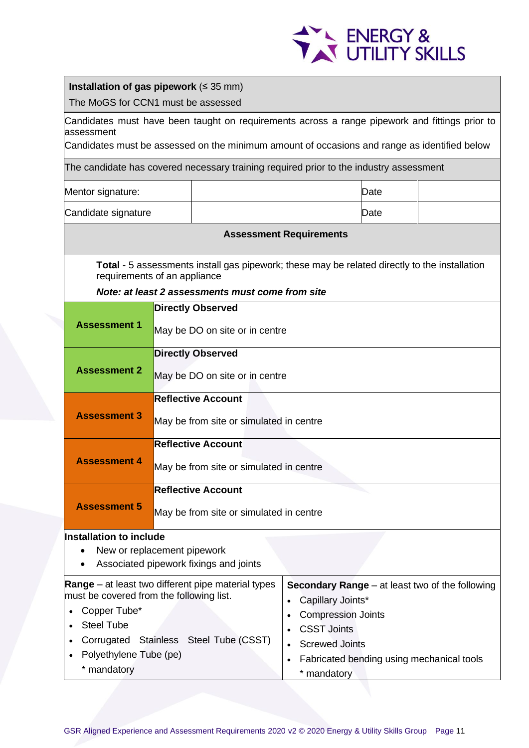**Installation of gas pipework** (≤ 35 mm)

The MoGS for CCN1 must be assessed

Candidates must have been taught on requirements across a range pipework and fittings prior to assessment

Candidates must be assessed on the minimum amount of occasions and range as identified below

The candidate has covered necessary training required prior to the industry assessment

| Mentor signature: | | Date | |
|---|---|---|---|
| Candidate signature | | Date | |

**Assessment Requirements**

**Total** - 5 assessments install gas pipework; these may be related directly to the installation requirements of an appliance

***Note: at least 2 assessments must come from site***

| | |
|---|---|
| **Assessment 1** | **Directly Observed**<br>May be DO on site or in centre |
| **Assessment 2** | **Directly Observed**<br>May be DO on site or in centre |
| **Assessment 3** | **Reflective Account**<br>May be from site or simulated in centre |
| **Assessment 4** | **Reflective Account**<br>May be from site or simulated in centre |
| **Assessment 5** | **Reflective Account**<br>May be from site or simulated in centre |

**Installation to include**

- New or replacement pipework
- Associated pipework fixings and joints

**Range** – at least two different pipe material types must be covered from the following list.

- Copper Tube*
- Steel Tube
- Corrugated Stainless Steel Tube (CSST)
- Polyethylene Tube (pe)

\* mandatory

**Secondary Range** – at least two of the following

- Capillary Joints*
- Compression Joints
- CSST Joints
- Screwed Joints
- Fabricated bending using mechanical tools

\* mandatory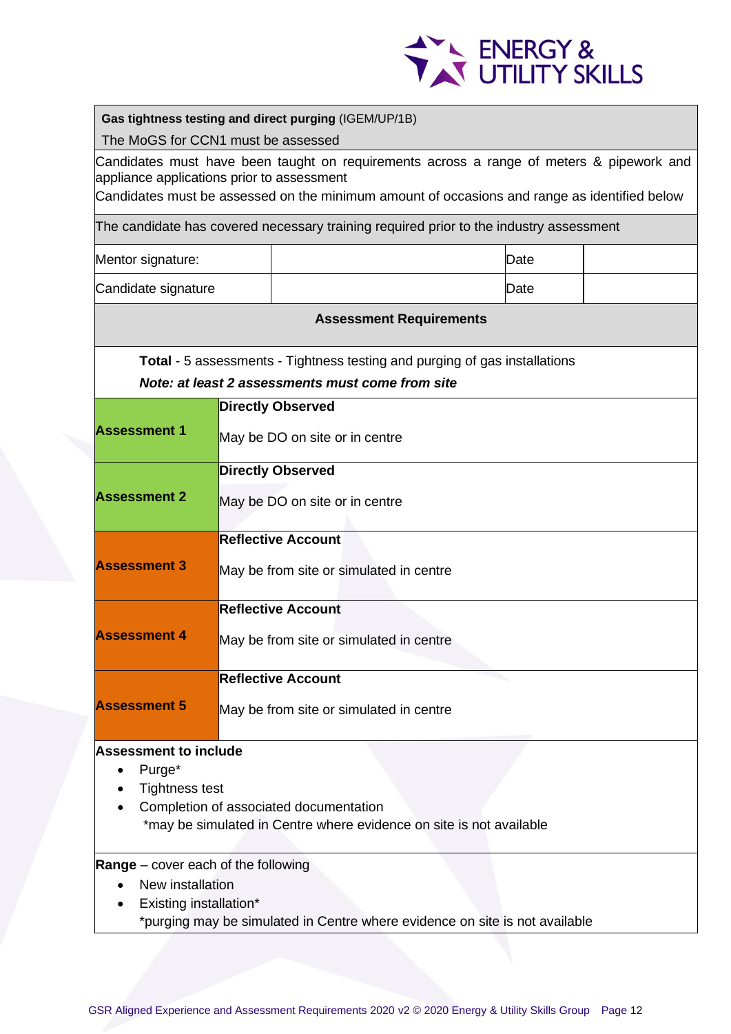**Gas tightness testing and direct purging** (IGEM/UP/1B)

The MoGS for CCN1 must be assessed

Candidates must have been taught on requirements across a range of meters & pipework and appliance applications prior to assessment

Candidates must be assessed on the minimum amount of occasions and range as identified below

The candidate has covered necessary training required prior to the industry assessment

| Mentor signature: | | Date | |
|---|---|---|---|
| Candidate signature | | Date | |

**Assessment Requirements**

**Total** - 5 assessments - Tightness testing and purging of gas installations

***Note: at least 2 assessments must come from site***

| | |
|---|---|
| **Assessment 1** | **Directly Observed**<br>May be DO on site or in centre |
| **Assessment 2** | **Directly Observed**<br>May be DO on site or in centre |
| **Assessment 3** | **Reflective Account**<br>May be from site or simulated in centre |
| **Assessment 4** | **Reflective Account**<br>May be from site or simulated in centre |
| **Assessment 5** | **Reflective Account**<br>May be from site or simulated in centre |

**Assessment to include**

- Purge*
- Tightness test
- Completion of associated documentation

*may be simulated in Centre where evidence on site is not available

**Range** – cover each of the following

- New installation
- Existing installation*

*purging may be simulated in Centre where evidence on site is not available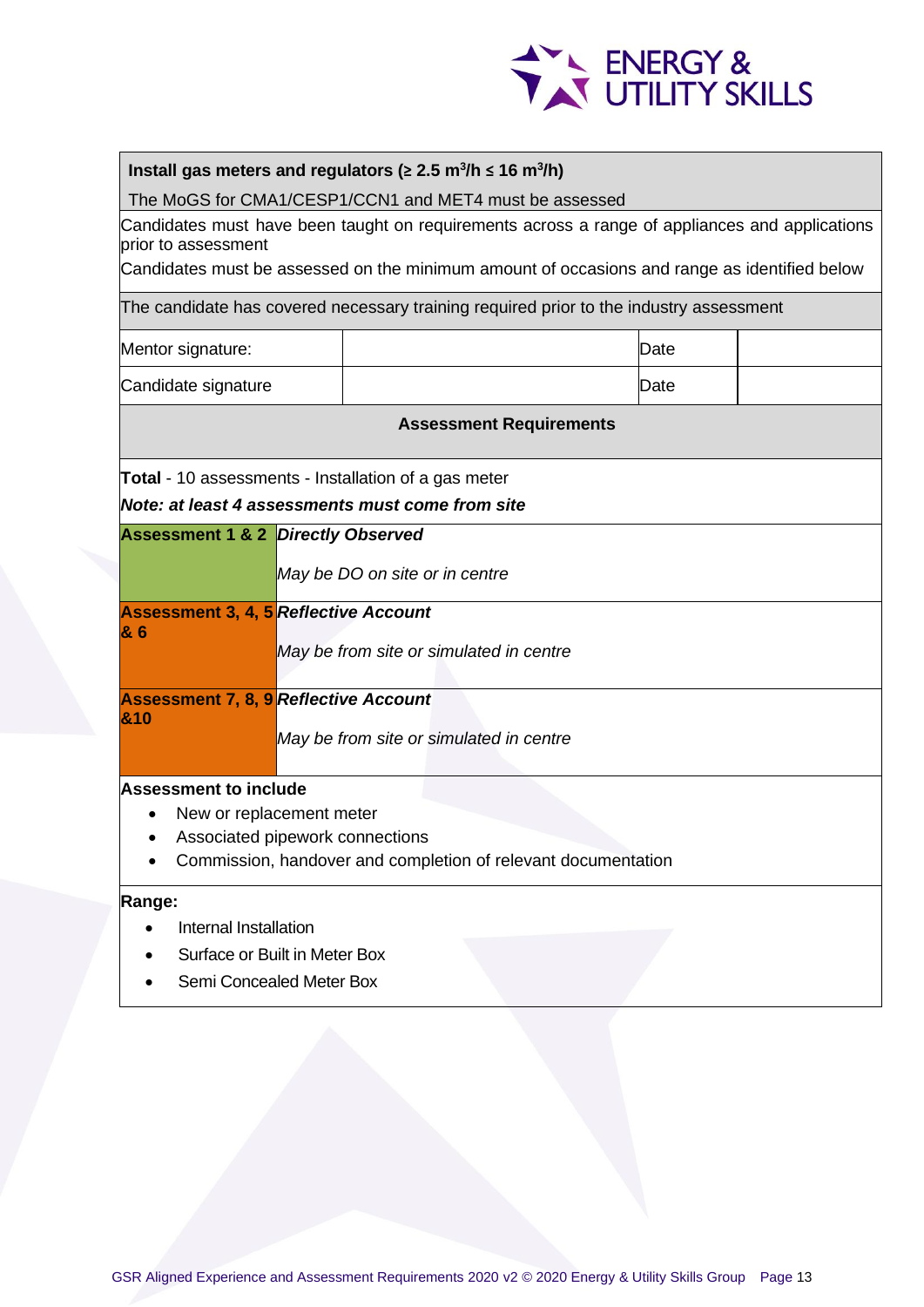**Install gas meters and regulators (≥ 2.5 $m^3$/h ≤ 16 $m^3$/h)**

The MoGS for CMA1/CESP1/CCN1 and MET4 must be assessed

Candidates must have been taught on requirements across a range of appliances and applications prior to assessment

Candidates must be assessed on the minimum amount of occasions and range as identified below

The candidate has covered necessary training required prior to the industry assessment

| Mentor signature: | | Date | |
|---|---|---|---|
| Candidate signature | | Date | |

**Assessment Requirements**

**Total** - 10 assessments - Installation of a gas meter

***Note: at least 4 assessments must come from site***

| | |
|---|---|
| **Assessment 1 & 2** | ***Directly Observed***<br><br>*May be DO on site or in centre* |
| **Assessment 3, 4, 5 & 6** | ***Reflective Account***<br><br>*May be from site or simulated in centre* |
| **Assessment 7, 8, 9 &10** | ***Reflective Account***<br><br>*May be from site or simulated in centre* |

**Assessment to include**

- New or replacement meter
- Associated pipework connections
- Commission, handover and completion of relevant documentation

**Range:**

- Internal Installation
- Surface or Built in Meter Box
- Semi Concealed Meter Box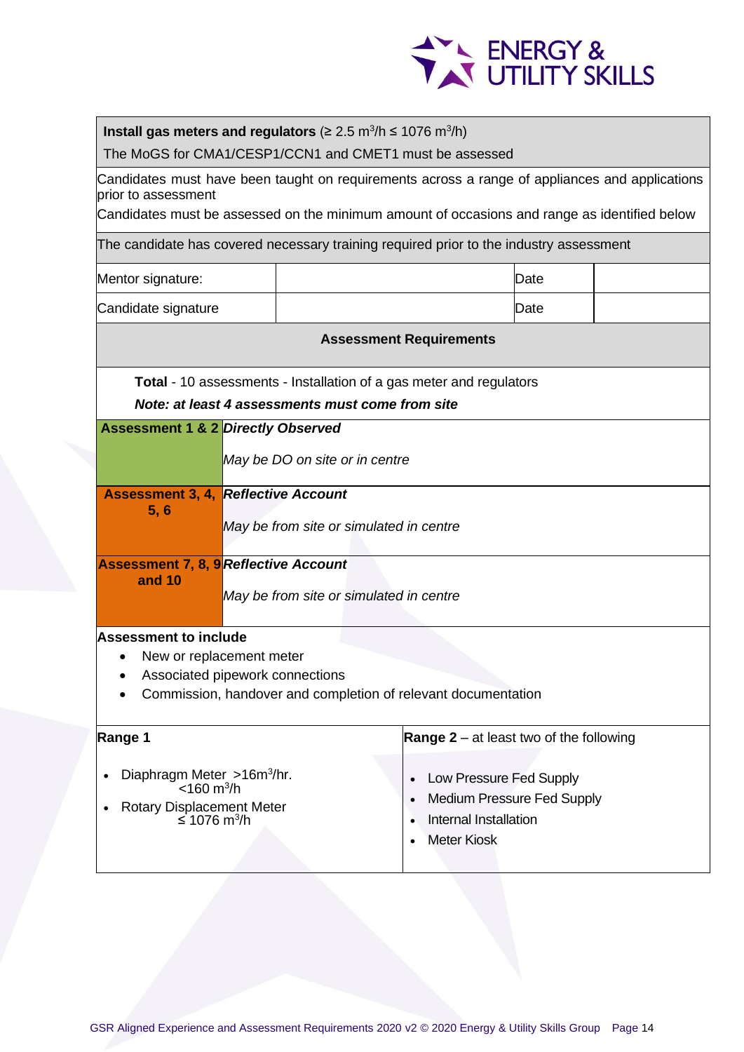**Install gas meters and regulators** (≥ 2.5 $m^3$/h ≤ 1076 $m^3$/h)

The MoGS for CMA1/CESP1/CCN1 and CMET1 must be assessed

Candidates must have been taught on requirements across a range of appliances and applications prior to assessment

Candidates must be assessed on the minimum amount of occasions and range as identified below

The candidate has covered necessary training required prior to the industry assessment

| Mentor signature: | | Date | |
|---|---|---|---|
| Candidate signature | | Date | |

**Assessment Requirements**

**Total** - 10 assessments - Installation of a gas meter and regulators

***Note: at least 4 assessments must come from site***

| Assessment | Type |
|---|---|
| **Assessment 1 & 2** | ***Directly Observed***<br>*May be DO on site or in centre* |
| **Assessment 3, 4, 5, 6** | ***Reflective Account***<br>*May be from site or simulated in centre* |
| **Assessment 7, 8, 9 and 10** | ***Reflective Account***<br>*May be from site or simulated in centre* |

**Assessment to include**

- New or replacement meter
- Associated pipework connections
- Commission, handover and completion of relevant documentation

| **Range 1** | **Range 2** – at least two of the following |
|---|---|
| • Diaphragm Meter >16$m^3$/hr. <160 $m^3$/h<br>• Rotary Displacement Meter ≤ 1076 $m^3$/h | • Low Pressure Fed Supply<br>• Medium Pressure Fed Supply<br>• Internal Installation<br>• Meter Kiosk |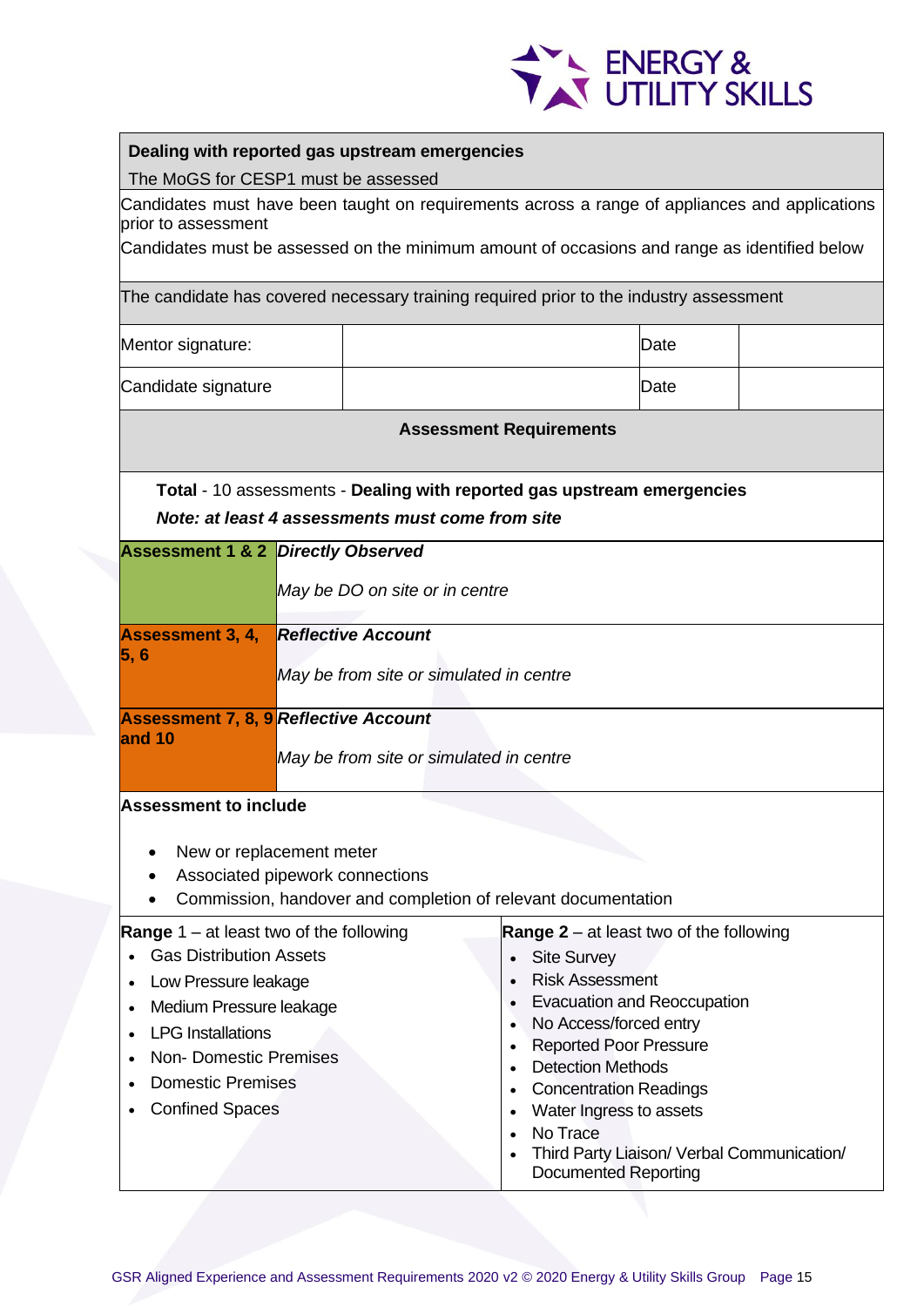**Dealing with reported gas upstream emergencies**

The MoGS for CESP1 must be assessed

Candidates must have been taught on requirements across a range of appliances and applications prior to assessment

Candidates must be assessed on the minimum amount of occasions and range as identified below

The candidate has covered necessary training required prior to the industry assessment

| | | | |
|---|---|---|---|
| Mentor signature: | | Date | |
| Candidate signature | | Date | |

**Assessment Requirements**

**Total** - 10 assessments - **Dealing with reported gas upstream emergencies**

***Note: at least 4 assessments must come from site***

| | |
|---|---|
| **Assessment 1 & 2** | ***Directly Observed*** <br> *May be DO on site or in centre* |
| **Assessment 3, 4, 5, 6** | ***Reflective Account*** <br> *May be from site or simulated in centre* |
| **Assessment 7, 8, 9 and 10** | ***Reflective Account*** <br> *May be from site or simulated in centre* |

**Assessment to include**

- New or replacement meter
- Associated pipework connections
- Commission, handover and completion of relevant documentation

**Range 1** – at least two of the following

- Gas Distribution Assets
- Low Pressure leakage
- Medium Pressure leakage
- LPG Installations
- Non- Domestic Premises
- Domestic Premises
- Confined Spaces

**Range 2** – at least two of the following

- Site Survey
- Risk Assessment
- Evacuation and Reoccupation
- No Access/forced entry
- Reported Poor Pressure
- Detection Methods
- Concentration Readings
- Water Ingress to assets
- No Trace
- Third Party Liaison/ Verbal Communication/ Documented Reporting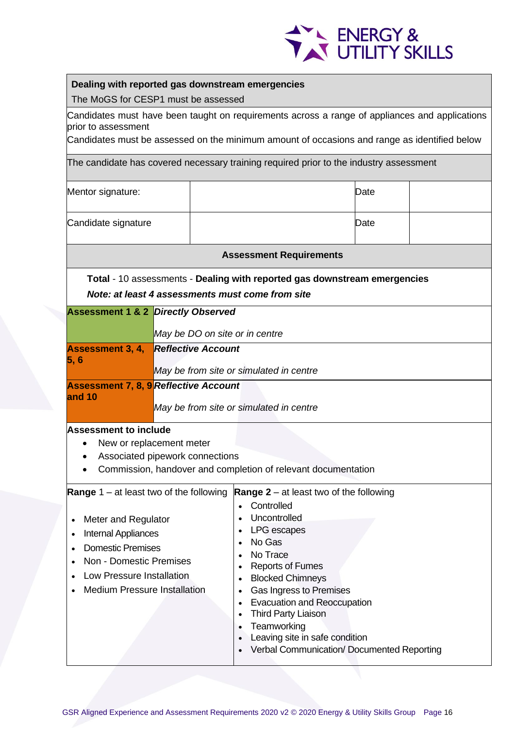| **Dealing with reported gas downstream emergencies**<br>The MoGS for CESP1 must be assessed | | | |
|---|---|---|---|
| Candidates must have been taught on requirements across a range of appliances and applications prior to assessment<br>Candidates must be assessed on the minimum amount of occasions and range as identified below | | | |
| The candidate has covered necessary training required prior to the industry assessment | | | |
| Mentor signature: | | Date | |
| Candidate signature | | Date | |

**Assessment Requirements**

**Total** - 10 assessments - **Dealing with reported gas downstream emergencies**

***Note: at least 4 assessments must come from site***

| | |
|---|---|
| **Assessment 1 & 2** | ***Directly Observed***<br>*May be DO on site or in centre* |
| **Assessment 3, 4, 5, 6** | ***Reflective Account***<br>*May be from site or simulated in centre* |
| **Assessment 7, 8, 9 and 10** | ***Reflective Account***<br>*May be from site or simulated in centre* |

**Assessment to include**

- New or replacement meter
- Associated pipework connections
- Commission, handover and completion of relevant documentation

| **Range** 1 – at least two of the following | **Range 2** – at least two of the following |
|---|---|
| • Meter and Regulator<br>• Internal Appliances<br>• Domestic Premises<br>• Non - Domestic Premises<br>• Low Pressure Installation<br>• Medium Pressure Installation | • Controlled<br>• Uncontrolled<br>• LPG escapes<br>• No Gas<br>• No Trace<br>• Reports of Fumes<br>• Blocked Chimneys<br>• Gas Ingress to Premises<br>• Evacuation and Reoccupation<br>• Third Party Liaison<br>• Teamworking<br>• Leaving site in safe condition<br>• Verbal Communication/ Documented Reporting |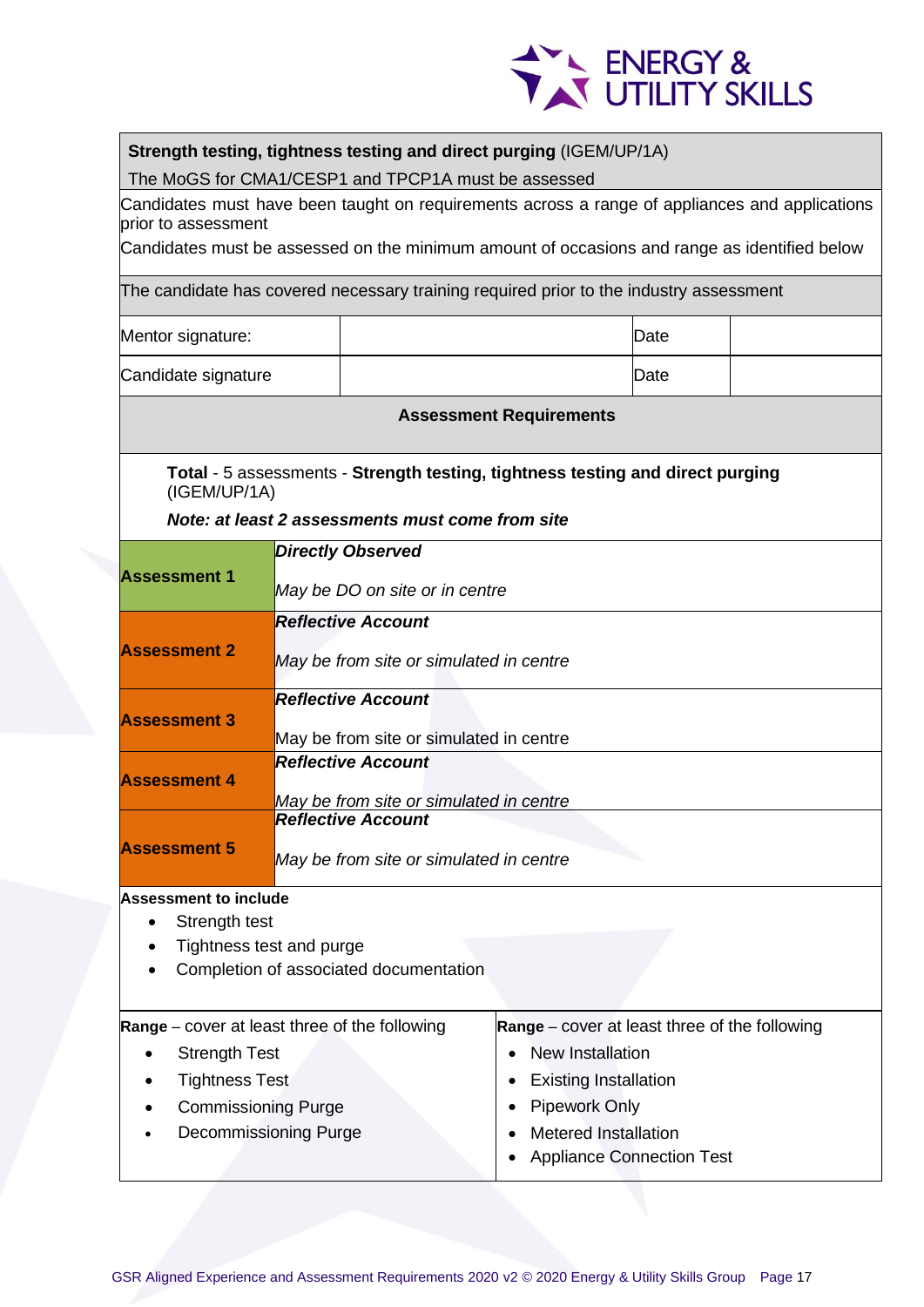**Strength testing, tightness testing and direct purging** (IGEM/UP/1A)

The MoGS for CMA1/CESP1 and TPCP1A must be assessed

Candidates must have been taught on requirements across a range of appliances and applications prior to assessment

Candidates must be assessed on the minimum amount of occasions and range as identified below

The candidate has covered necessary training required prior to the industry assessment

| | | | |
|---|---|---|---|
| Mentor signature: | | Date | |
| Candidate signature | | Date | |

**Assessment Requirements**

**Total** - 5 assessments - **Strength testing, tightness testing and direct purging** (IGEM/UP/1A)

***Note: at least 2 assessments must come from site***

| | |
|---|---|
| **Assessment 1** | ***Directly Observed***<br>*May be DO on site or in centre* |
| **Assessment 2** | ***Reflective Account***<br>*May be from site or simulated in centre* |
| **Assessment 3** | ***Reflective Account***<br>May be from site or simulated in centre |
| **Assessment 4** | ***Reflective Account***<br>*May be from site or simulated in centre* |
| **Assessment 5** | ***Reflective Account***<br>*May be from site or simulated in centre* |

**Assessment to include**

- Strength test
- Tightness test and purge
- Completion of associated documentation

| **Range** – cover at least three of the following | **Range** – cover at least three of the following |
|---|---|
| • Strength Test<br>• Tightness Test<br>• Commissioning Purge<br>• Decommissioning Purge | • New Installation<br>• Existing Installation<br>• Pipework Only<br>• Metered Installation<br>• Appliance Connection Test |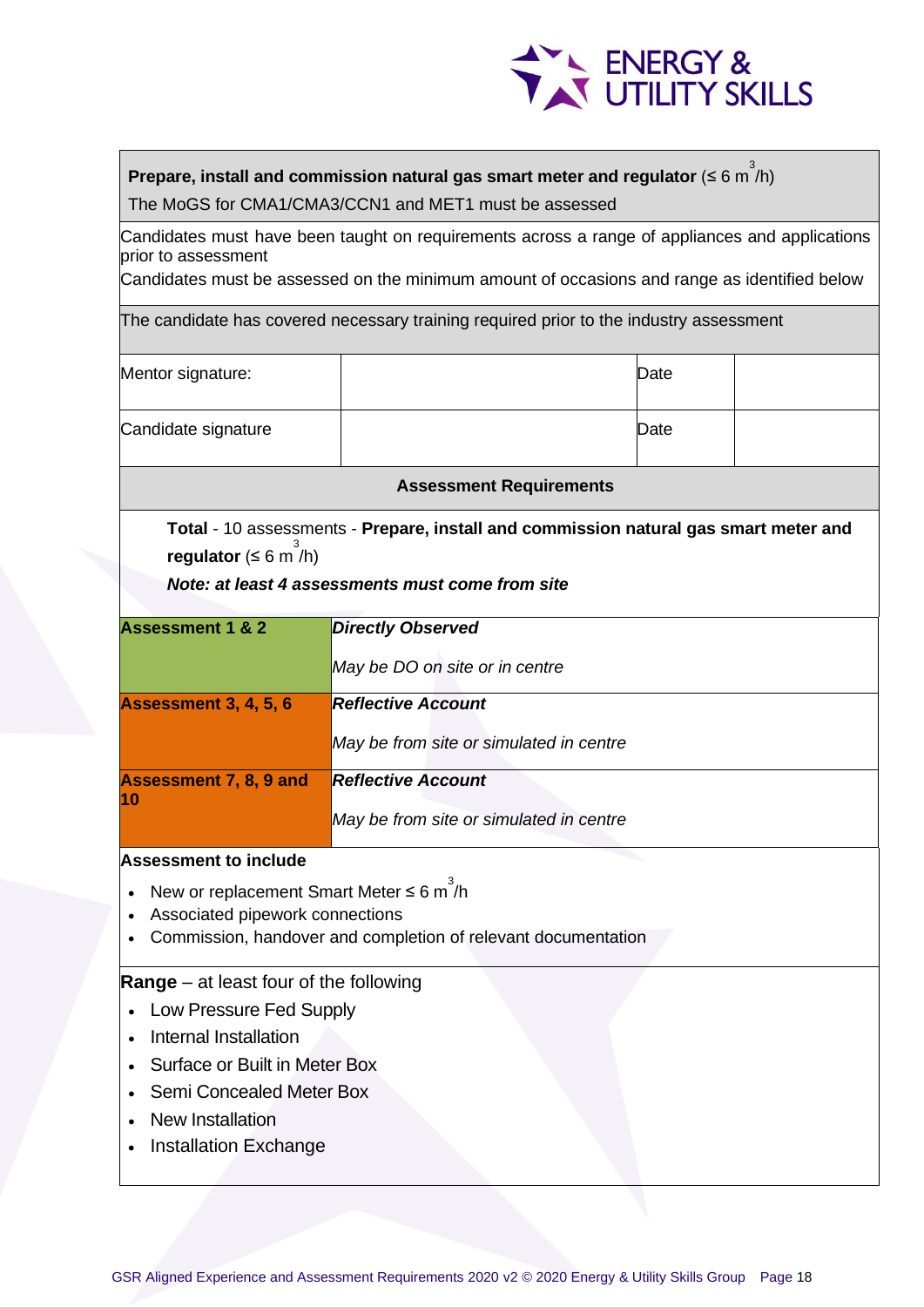**Prepare, install and commission natural gas smart meter and regulator** (≤ 6 $m^3$/h)

The MoGS for CMA1/CMA3/CCN1 and MET1 must be assessed

Candidates must have been taught on requirements across a range of appliances and applications prior to assessment

Candidates must be assessed on the minimum amount of occasions and range as identified below

The candidate has covered necessary training required prior to the industry assessment

| Mentor signature: | | Date | |
|---|---|---|---|
| Candidate signature | | Date | |

**Assessment Requirements**

**Total** - 10 assessments - **Prepare, install and commission natural gas smart meter and regulator** (≤ 6 $m^3$/h)

***Note: at least 4 assessments must come from site***

| | |
|---|---|
| **Assessment 1 & 2** | ***Directly Observed***<br>*May be DO on site or in centre* |
| **Assessment 3, 4, 5, 6** | ***Reflective Account***<br>*May be from site or simulated in centre* |
| **Assessment 7, 8, 9 and 10** | ***Reflective Account***<br>*May be from site or simulated in centre* |

**Assessment to include**

- New or replacement Smart Meter ≤ 6 $m^3$/h
- Associated pipework connections
- Commission, handover and completion of relevant documentation

**Range** – at least four of the following

- Low Pressure Fed Supply
- Internal Installation
- Surface or Built in Meter Box
- Semi Concealed Meter Box
- New Installation
- Installation Exchange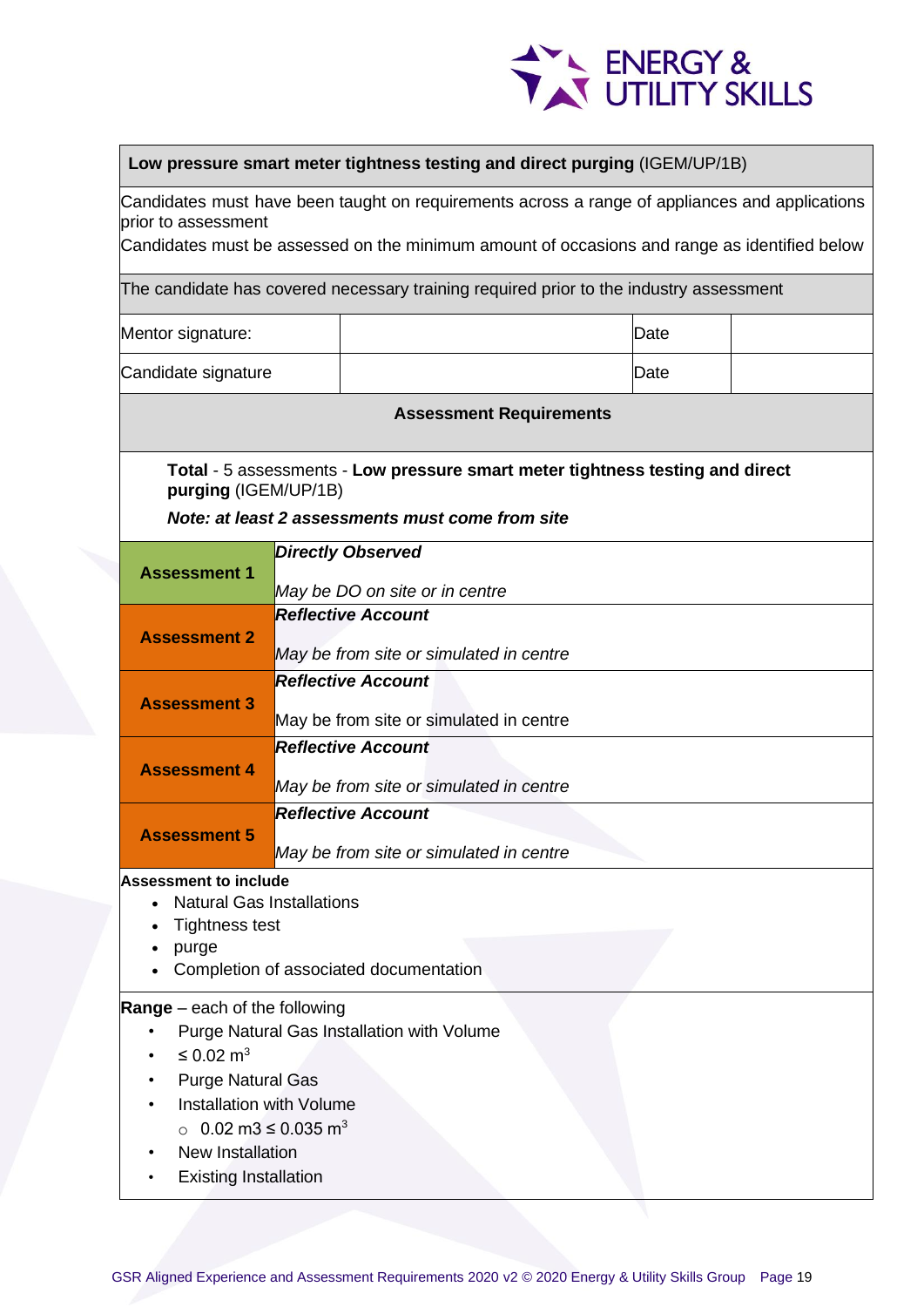| **Low pressure smart meter tightness testing and direct purging** (IGEM/UP/1B) | | | |
|---|---|---|---|
| Candidates must have been taught on requirements across a range of appliances and applications prior to assessment<br>Candidates must be assessed on the minimum amount of occasions and range as identified below | | | |
| The candidate has covered necessary training required prior to the industry assessment | | | |
| Mentor signature: | | Date | |
| Candidate signature | | Date | |

**Assessment Requirements**

**Total** - 5 assessments - **Low pressure smart meter tightness testing and direct purging** (IGEM/UP/1B)

***Note: at least 2 assessments must come from site***

| | |
|---|---|
| **Assessment 1** | ***Directly Observed***<br><br>*May be DO on site or in centre* |
| **Assessment 2** | ***Reflective Account***<br><br>*May be from site or simulated in centre* |
| **Assessment 3** | ***Reflective Account***<br><br>May be from site or simulated in centre |
| **Assessment 4** | ***Reflective Account***<br><br>*May be from site or simulated in centre* |
| **Assessment 5** | ***Reflective Account***<br><br>*May be from site or simulated in centre* |

**Assessment to include**

- Natural Gas Installations
- Tightness test
- purge
- Completion of associated documentation

**Range** – each of the following

- Purge Natural Gas Installation with Volume
- ≤ 0.02 $m^3$
- Purge Natural Gas
- Installation with Volume
  - 0.02 m3 ≤ 0.035 $m^3$
- New Installation
- Existing Installation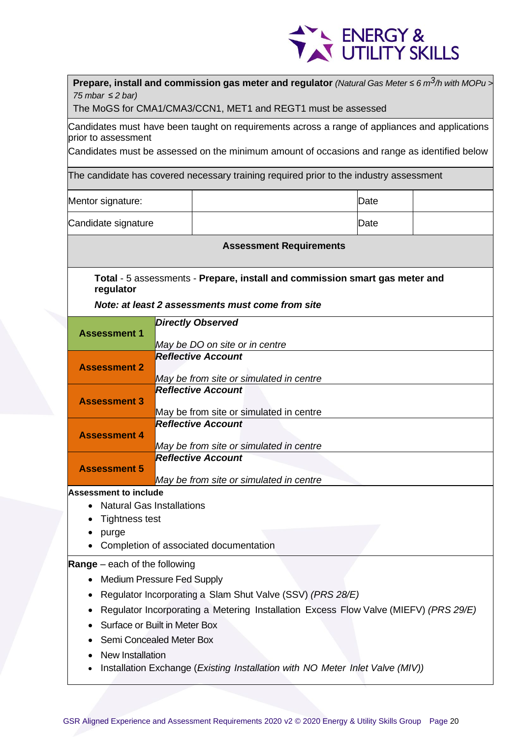**Prepare, install and commission gas meter and regulator** *(Natural Gas Meter ≤ 6 $m^3$/h with MOPu > 75 mbar ≤ 2 bar)*

The MoGS for CMA1/CMA3/CCN1, MET1 and REGT1 must be assessed

Candidates must have been taught on requirements across a range of appliances and applications prior to assessment

Candidates must be assessed on the minimum amount of occasions and range as identified below

The candidate has covered necessary training required prior to the industry assessment

| | | | |
|---|---|---|---|
| Mentor signature: | | Date | |
| Candidate signature | | Date | |

**Assessment Requirements**

**Total** - 5 assessments - **Prepare, install and commission smart gas meter and regulator**

***Note: at least 2 assessments must come from site***

| | |
|---|---|
| **Assessment 1** | ***Directly Observed*** <br> *May be DO on site or in centre* |
| **Assessment 2** | ***Reflective Account*** <br> *May be from site or simulated in centre* |
| **Assessment 3** | ***Reflective Account*** <br> May be from site or simulated in centre |
| **Assessment 4** | ***Reflective Account*** <br> *May be from site or simulated in centre* |
| **Assessment 5** | ***Reflective Account*** <br> *May be from site or simulated in centre* |

**Assessment to include**

- Natural Gas Installations
- Tightness test
- purge
- Completion of associated documentation

**Range** – each of the following

- Medium Pressure Fed Supply
- Regulator Incorporating a Slam Shut Valve (SSV) *(PRS 28/E)*
- Regulator Incorporating a Metering Installation Excess Flow Valve (MIEFV) *(PRS 29/E)*
- Surface or Built in Meter Box
- Semi Concealed Meter Box
- New Installation
- Installation Exchange (*Existing Installation with NO Meter Inlet Valve (MIV)*)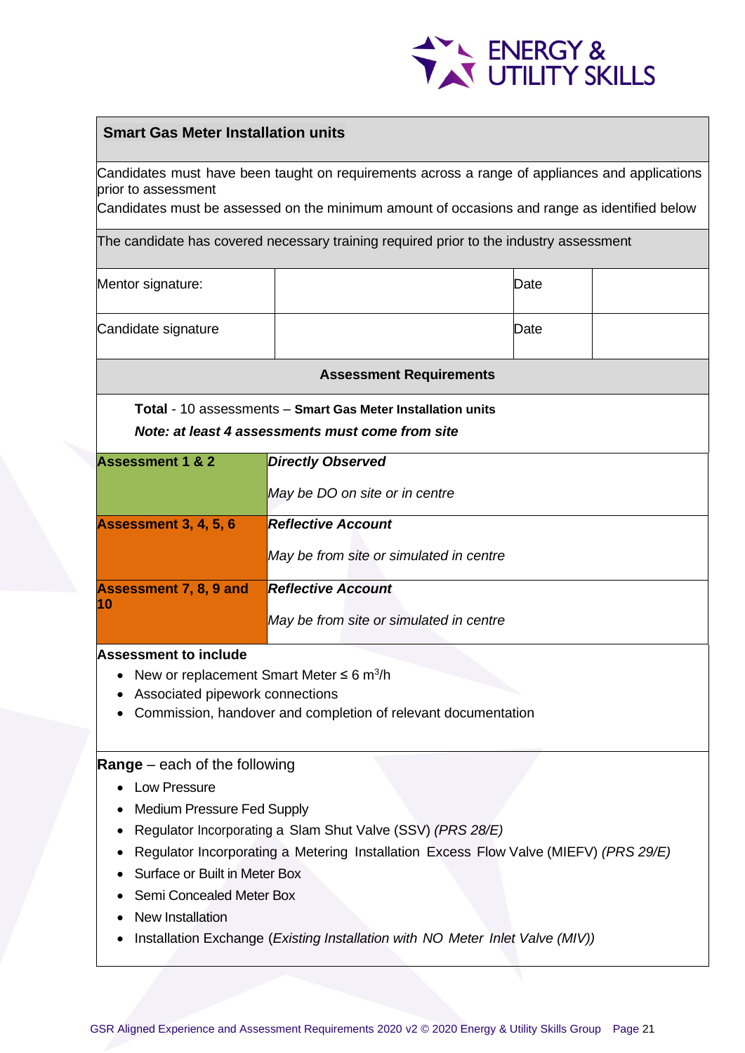| Smart Gas Meter Installation units | | | |
|---|---|---|---|
| Candidates must have been taught on requirements across a range of appliances and applications prior to assessment<br>Candidates must be assessed on the minimum amount of occasions and range as identified below | | | |
| The candidate has covered necessary training required prior to the industry assessment | | | |
| Mentor signature: | | Date | |
| Candidate signature | | Date | |

**Assessment Requirements**

**Total** - 10 assessments – **Smart Gas Meter Installation units**

***Note: at least 4 assessments must come from site***

| | |
|---|---|
| **Assessment 1 & 2** | ***Directly Observed***<br><br>*May be DO on site or in centre* |
| **Assessment 3, 4, 5, 6** | ***Reflective Account***<br><br>*May be from site or simulated in centre* |
| **Assessment 7, 8, 9 and 10** | ***Reflective Account***<br><br>*May be from site or simulated in centre* |

**Assessment to include**

- New or replacement Smart Meter ≤ 6 $m^3/h$
- Associated pipework connections
- Commission, handover and completion of relevant documentation

**Range** – each of the following

- Low Pressure
- Medium Pressure Fed Supply
- Regulator Incorporating a Slam Shut Valve (SSV) *(PRS 28/E)*
- Regulator Incorporating a Metering Installation Excess Flow Valve (MIEFV) *(PRS 29/E)*
- Surface or Built in Meter Box
- Semi Concealed Meter Box
- New Installation
- Installation Exchange (*Existing Installation with NO Meter Inlet Valve (MIV)*)